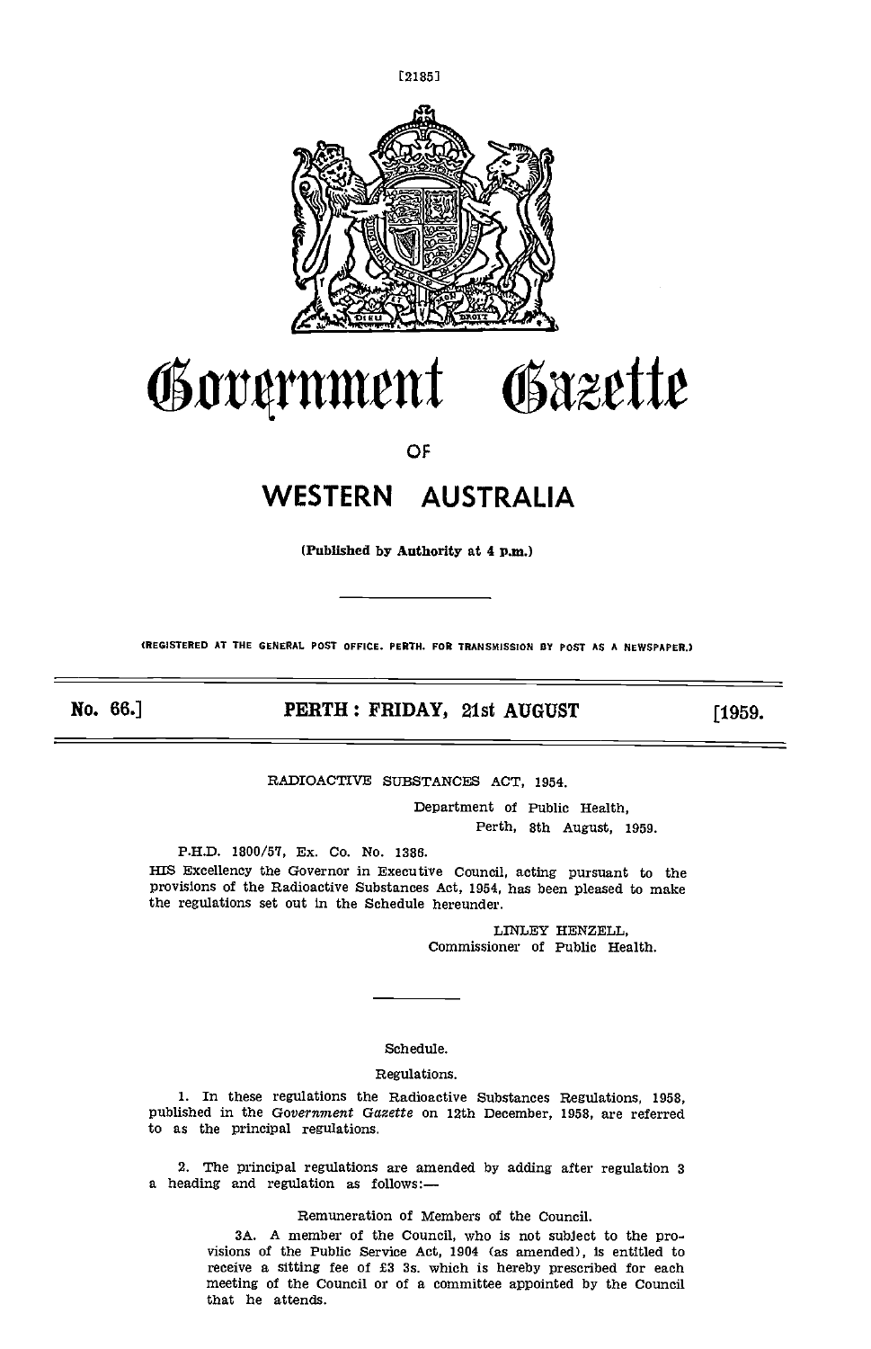# Government Gazette

OF

# WESTERN AUSTRALIA

**(Published by Authority at 4 p.m.)**

(REGISTERED AT THE GENERAL POST OFFICE. PERTH. FOR TRANSMISSION BY POST AS A NEWSPAPER.)

**No. 66.] PERTH: FRIDAY, 21st AUGUST [1959.**

RADIOACTIVE SUBSTANCES ACT, 1954.

Department of Public Health,
Perth, 8th August, 1959.

P.H.D. 1800/57, Ex. Co. No. 1386.

HIS Excellency the Governor in Executive Council, acting pursuant to the provisions of the Radioactive Substances Act, 1954, has been pleased to make the regulations set out in the Schedule hereunder.

LINLEY HENZELL,
Commissioner of Public Health.

Schedule.

Regulations.

1. In these regulations the Radioactive Substances Regulations, 1958, published in the *Government Gazette* on 12th December, 1958, are referred to as the principal regulations.

2. The principal regulations are amended by adding after regulation 3 a heading and regulation as follows:—

Remuneration of Members of the Council.

3A. A member of the Council, who is not subject to the provisions of the Public Service Act, 1904 (as amended), is entitled to receive a sitting fee of £3 3s. which is hereby prescribed for each meeting of the Council or of a committee appointed by the Council that he attends.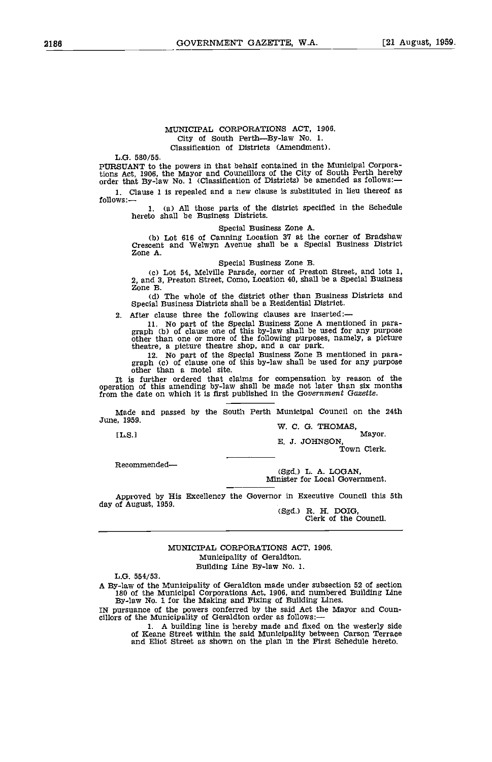## MUNICIPAL CORPORATIONS ACT, 1906.

City of South Perth—By-law No. 1.

Classification of Districts (Amendment).

L.G. 580/55.

PURSUANT to the powers in that behalf contained in the Municipal Corporations Act, 1906, the Mayor and Councillors of the City of South Perth hereby order that By-law No. 1 (Classification of Districts) be amended as follows:—

1. Clause 1 is repealed and a new clause is substituted in lieu thereof as follows:—

1. (a) All those parts of the district specified in the Schedule hereto shall be Business Districts.

Special Business Zone A.

(b) Lot 616 of Canning Location 37 at the corner of Bradshaw Crescent and Welwyn Avenue shall be a Special Business District Zone A.

Special Business Zone B.

(c) Lot 54, Melville Parade, corner of Preston Street, and lots 1, 2, and 3, Preston Street, Como, Location 40, shall be a Special Business Zone B.

(d) The whole of the district other than Business Districts and Special Business Districts shall be a Residential District.

2. After clause three the following clauses are inserted:—

11. No part of the Special Business Zone A mentioned in paragraph (b) of clause one of this by-law shall be used for any purpose other than one or more of the following purposes, namely, a picture theatre, a picture theatre shop, and a car park.

12. No part of the Special Business Zone B mentioned in paragraph (c) of clause one of this by-law shall be used for any purpose other than a motel site.

It is further ordered that claims for compensation by reason of the operation of this amending by-law shall be made not later than six months from the date on which it is first published in the *Government Gazette*.

Made and passed by the South Perth Municipal Council on the 24th June, 1959.

[L.S.]

W. C. G. THOMAS,
Mayor.

E. J. JOHNSON,
Town Clerk.

Recommended—

(Sgd.) L. A. LOGAN,
Minister for Local Government.

Approved by His Excellency the Governor in Executive Council this 5th day of August, 1959.

(Sgd.) R. H. DOIG,
Clerk of the Council.

---

## MUNICIPAL CORPORATIONS ACT, 1906.

Municipality of Geraldton.

Building Line By-law No. 1.

L.G. 554/53.

A By-law of the Municipality of Geraldton made under subsection 52 of section 180 of the Municipal Corporations Act, 1906, and numbered Building Line By-law No. 1 for the Making and Fixing of Building Lines.

IN pursuance of the powers conferred by the said Act the Mayor and Councillors of the Municipality of Geraldton order as follows:—

1. A building line is hereby made and fixed on the westerly side of Keane Street within the said Municipality between Carson Terrace and Eliot Street as shown on the plan in the First Schedule hereto.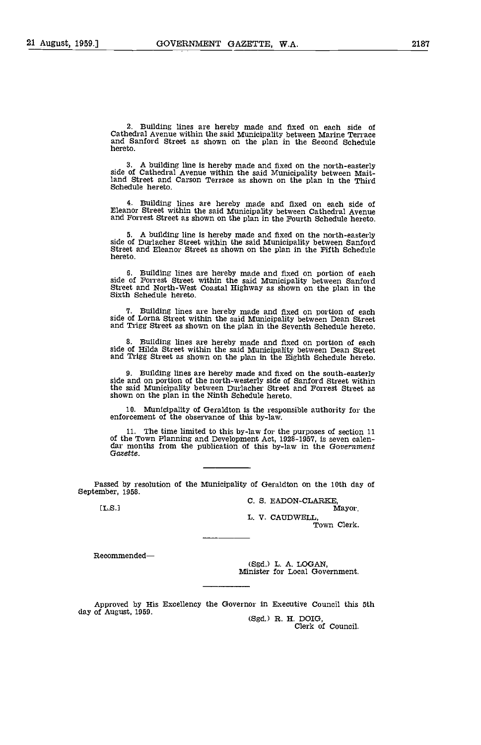2. Building lines are hereby made and fixed on each side of Cathedral Avenue within the said Municipality between Marine Terrace and Sanford Street as shown on the plan in the Second Schedule hereto.

3. A building line is hereby made and fixed on the north-easterly side of Cathedral Avenue within the said Municipality between Maitland Street and Carson Terrace as shown on the plan in the Third Schedule hereto.

4. Building lines are hereby made and fixed on each side of Eleanor Street within the said Municipality between Cathedral Avenue and Forrest Street as shown on the plan in the Fourth Schedule hereto.

5. A building line is hereby made and fixed on the north-easterly side of Durlacher Street within the said Municipality between Sanford Street and Eleanor Street as shown on the plan in the Fifth Schedule hereto.

6. Building lines are hereby made and fixed on portion of each side of Forrest Street within the said Municipality between Sanford Street and North-West Coastal Highway as shown on the plan in the Sixth Schedule hereto.

7. Building lines are hereby made and fixed on portion of each side of Lorna Street within the said Municipality between Dean Street and Trigg Street as shown on the plan in the Seventh Schedule hereto.

8. Building lines are hereby made and fixed on portion of each side of Hilda Street within the said Municipality between Dean Street and Trigg Street as shown on the plan in the Eighth Schedule hereto.

9. Building lines are hereby made and fixed on the south-easterly side and on portion of the north-westerly side of Sanford Street within the said Municipality between Durlacher Street and Forrest Street as shown on the plan in the Ninth Schedule hereto.

10. Municipality of Geraldton is the responsible authority for the enforcement of the observance of this by-law.

11. The time limited to this by-law for the purposes of section 11 of the Town Planning and Development Act, 1928-1957, is seven calendar months from the publication of this by-law in the *Government Gazette*.

---

Passed by resolution of the Municipality of Geraldton on the 10th day of September, 1958.

[L.S.]

C. S. EADON-CLARKE,
Mayor.

L. V. CAUDWELL,
Town Clerk.

---

Recommended—

(Sgd.) L. A. LOGAN,
Minister for Local Government.

---

Approved by His Excellency the Governor in Executive Council this 5th day of August, 1959.

(Sgd.) R. H. DOIG,
Clerk of Council.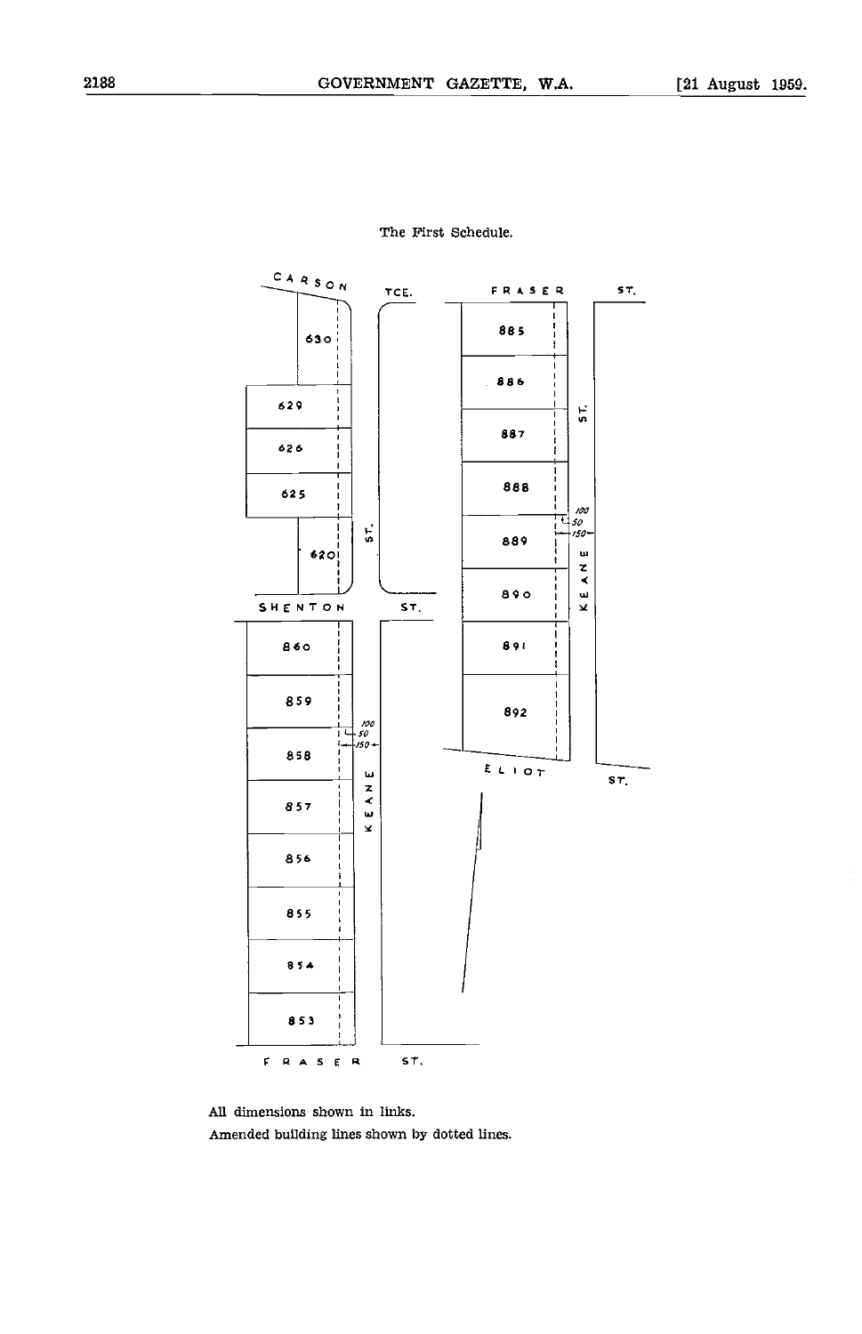The First Schedule.

CARSON TCE.

FRASER ST.

630

629

626

625

620

ST.

SHENTON ST.

860

859

858

857

856

855

854

853

100

50

150

KEANE

FRASER ST.

885

886

887

888

889

890

891

892

ST.

100

50

150

KEANE

ELIOT ST.

All dimensions shown in links.

Amended building lines shown by dotted lines.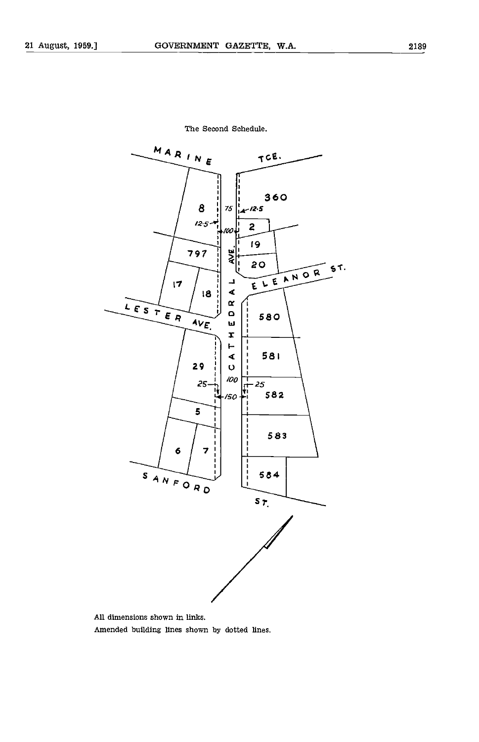The Second Schedule.

MARINE TCE.

8

360

12·5

75

12·5

100

2

19

797

AVE.

20

ELEANOR ST.

17

18

LESTER AVE.

CATHEDRAL

580

581

29

100

25

25

150

582

5

583

6

7

584

SANFORD ST.

All dimensions shown in links.

Amended building lines shown by dotted lines.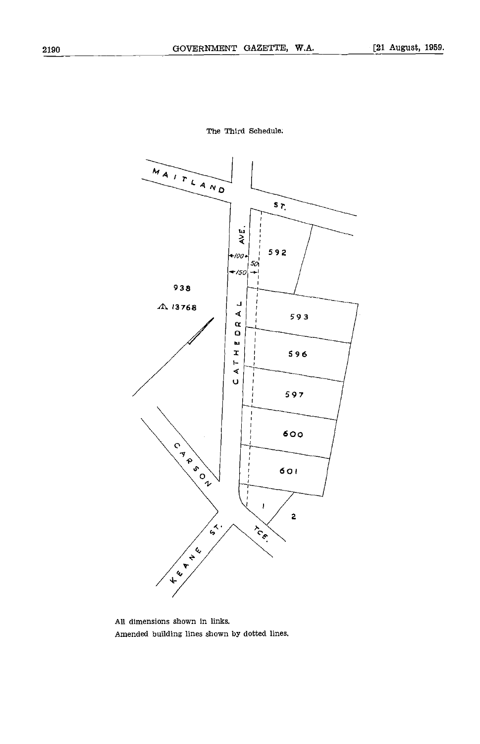The Third Schedule.

MAITLAND

ST.

CATHEDRAL AVE.

100

50

150

938

⚠ 13768

592

593

596

597

600

601

1

2

CARSON

TCE.

KEANE ST.

All dimensions shown in links.

Amended building lines shown by dotted lines.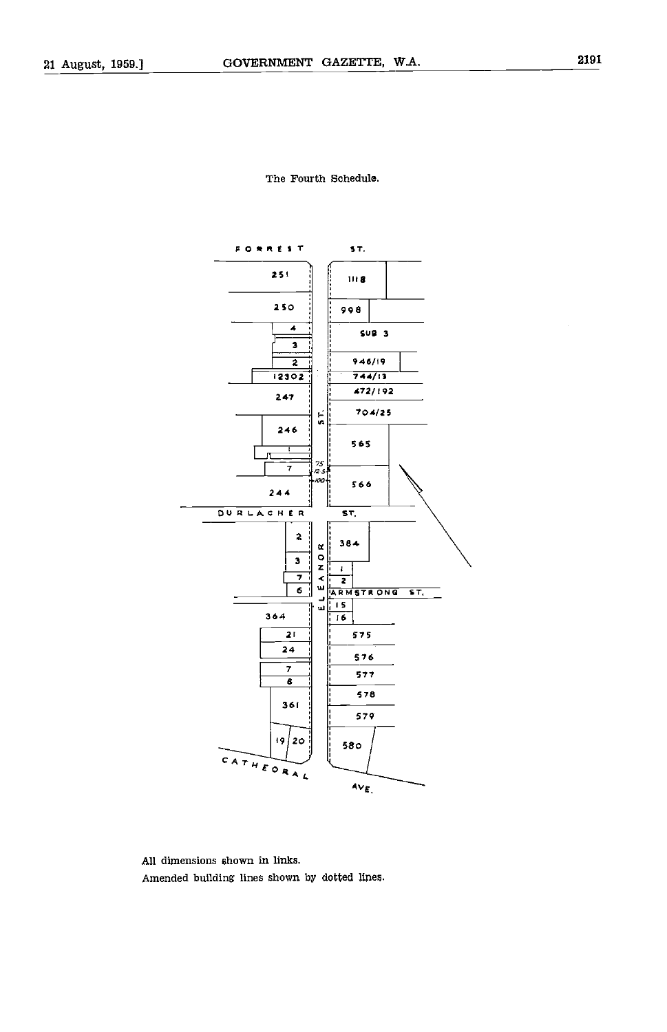The Fourth Schedule.

All dimensions shown in links.

Amended building lines shown by dotted lines.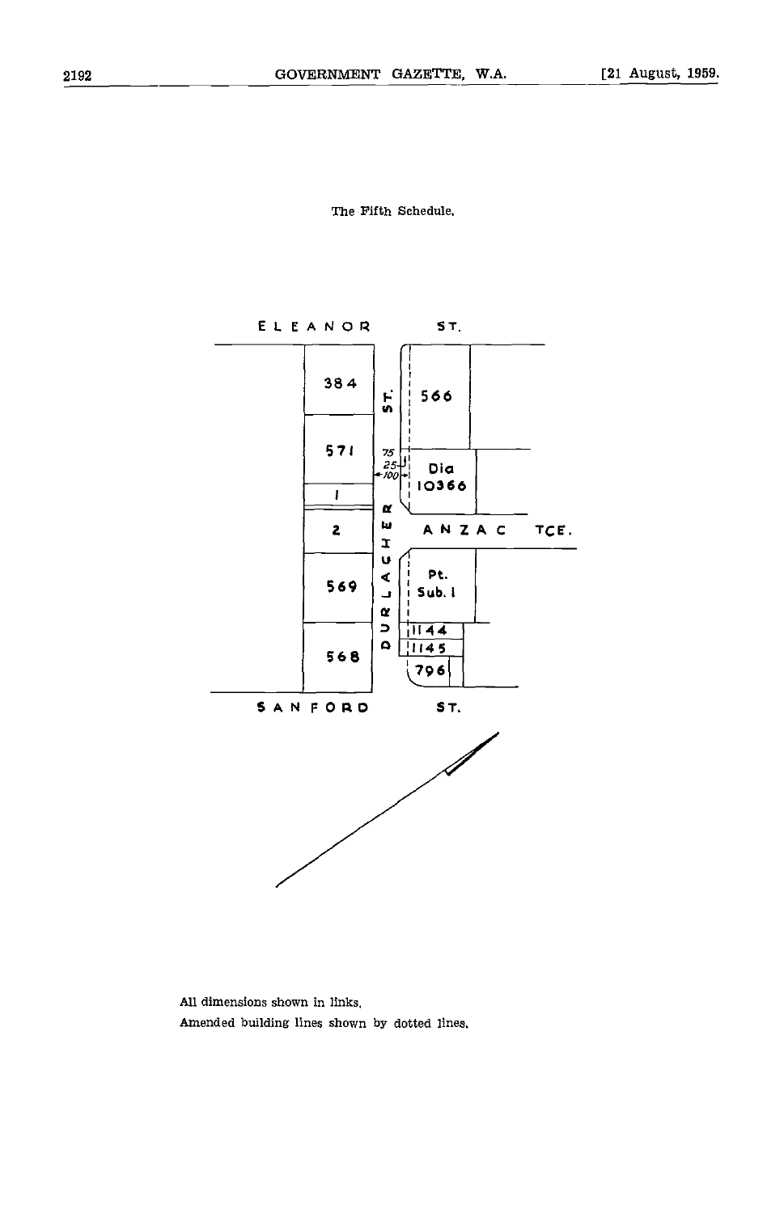The Fifth Schedule.

ELEANOR ST.

384

571

1

2

569

568

566

75

25

100

Dia 10366

DURLACHER ST.

ANZAC TCE.

Pt. Sub. 1

1144

1145

796

SANFORD ST.

All dimensions shown in links.

Amended building lines shown by dotted lines.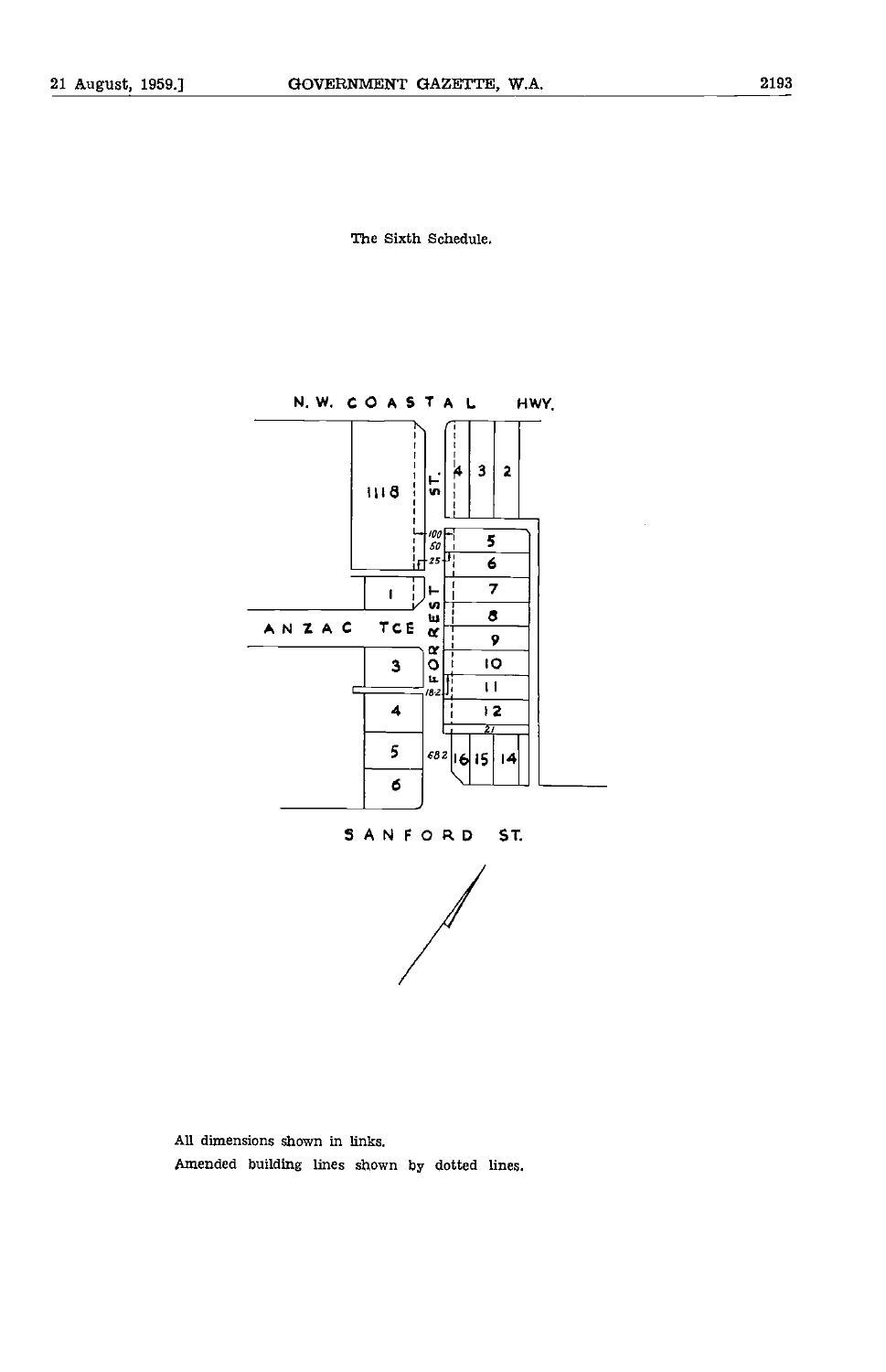The Sixth Schedule.

N. W. COASTAL HWY.

ANZAC TCE

FORREST ST.

SANFORD ST.

1118

1

3

4

5

6

4

3

2

5

6

7

8

9

10

11

12

16

15

14

100

50

25

18.2

21

68.2

All dimensions shown in links.

Amended building lines shown by dotted lines.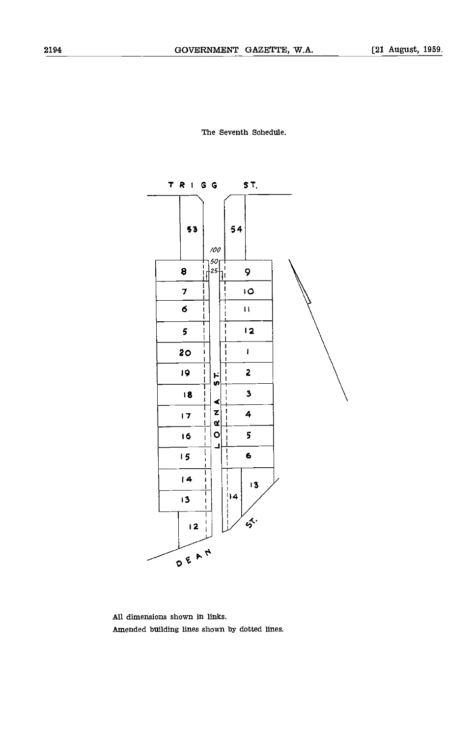The Seventh Schedule.

TRIGG ST.

53

54

100

50

25

8

9

7

10

6

11

5

12

20

1

19

2

18

3

17

4

16

5

15

6

14

13

13

14

12

LORNA ST.

DEAN

ST.

All dimensions shown in links.

Amended building lines shown by dotted lines.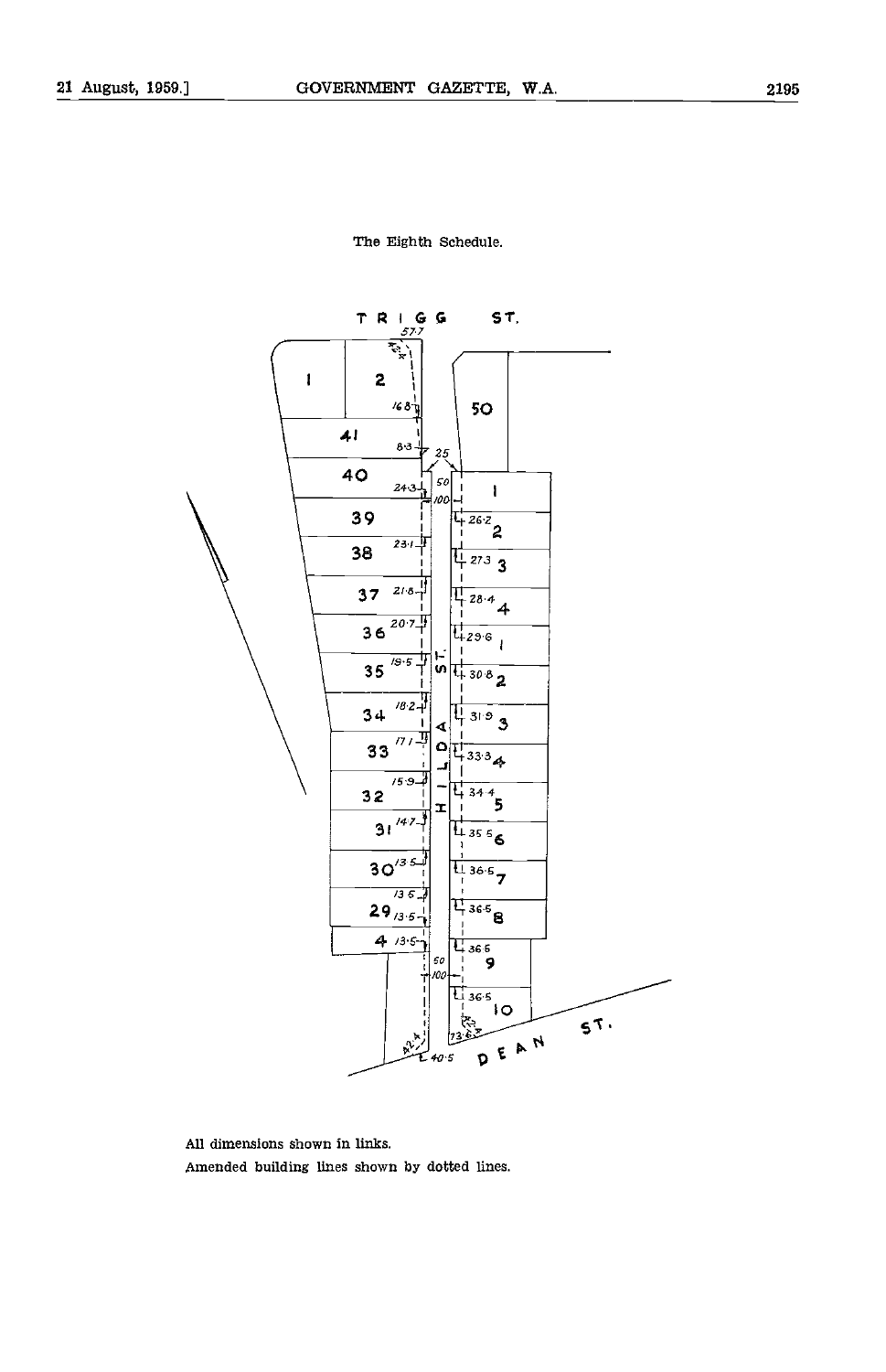The Eighth Schedule.

TRIGG ST.

HILDA ST.

DEAN ST.

All dimensions shown in links.

Amended building lines shown by dotted lines.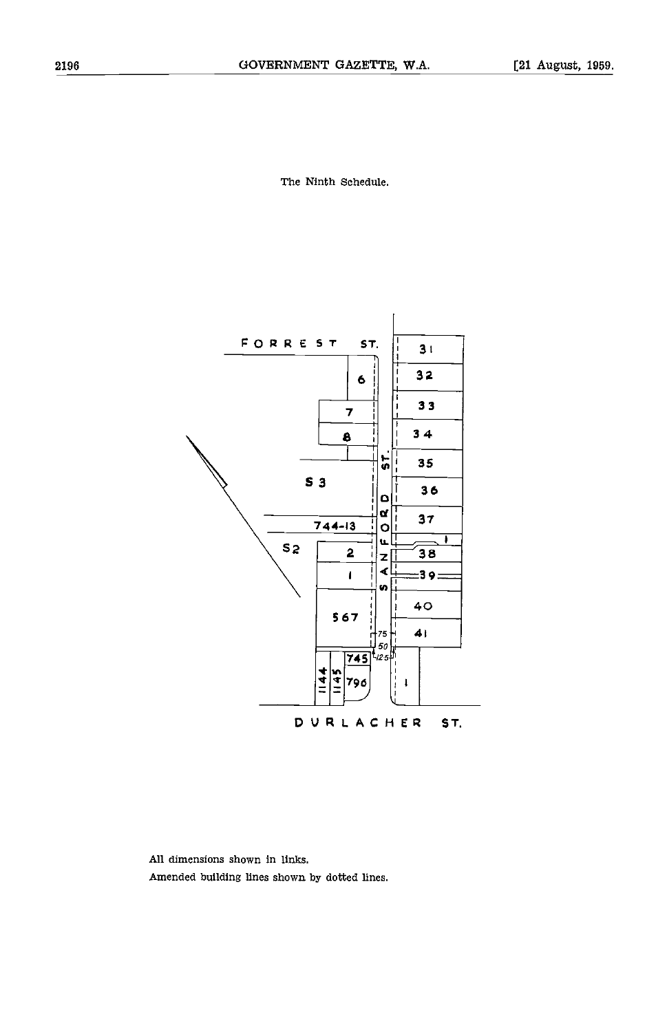The Ninth Schedule.

FORREST ST.

SANFORD ST.

DURLACHER ST.

31

32

33

34

35

36

37

1

38

39

40

41

1

6

7

8

S 3

744-13

S2

2

1

567

745

1144

1145

796

75

50

12.5

All dimensions shown in links.

Amended building lines shown by dotted lines.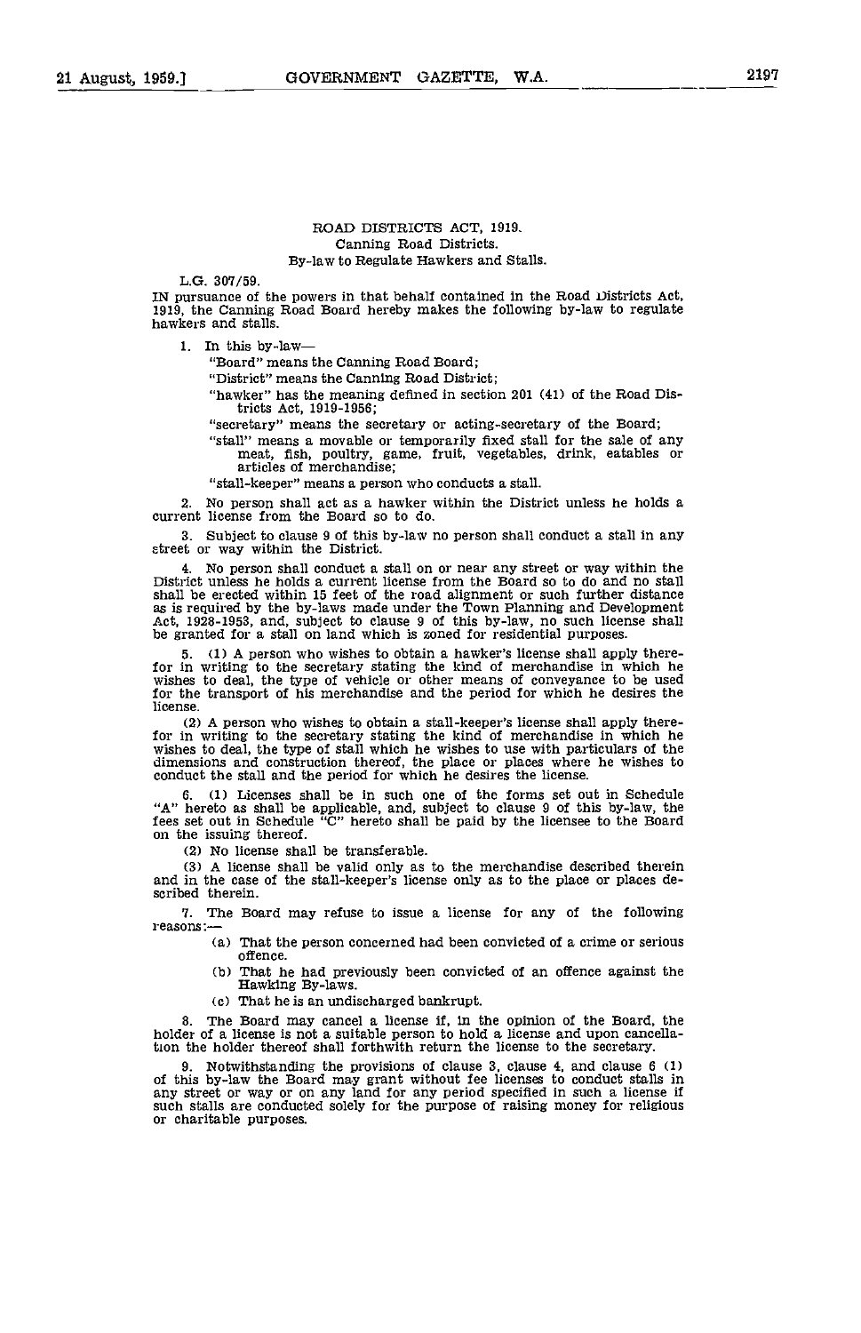ROAD DISTRICTS ACT, 1919.

Canning Road Districts.

By-law to Regulate Hawkers and Stalls.

L.G. 307/59.

IN pursuance of the powers in that behalf contained in the Road Districts Act, 1919, the Canning Road Board hereby makes the following by-law to regulate hawkers and stalls.

1. In this by-law—

"Board" means the Canning Road Board;

"District" means the Canning Road District;

"hawker" has the meaning defined in section 201 (41) of the Road Districts Act, 1919-1956;

"secretary" means the secretary or acting-secretary of the Board;

"stall" means a movable or temporarily fixed stall for the sale of any meat, fish, poultry, game, fruit, vegetables, drink, eatables or articles of merchandise;

"stall-keeper" means a person who conducts a stall.

2. No person shall act as a hawker within the District unless he holds a current license from the Board so to do.

3. Subject to clause 9 of this by-law no person shall conduct a stall in any street or way within the District.

4. No person shall conduct a stall on or near any street or way within the District unless he holds a current license from the Board so to do and no stall shall be erected within 15 feet of the road alignment or such further distance as is required by the by-laws made under the Town Planning and Development Act, 1928-1953, and, subject to clause 9 of this by-law, no such license shall be granted for a stall on land which is zoned for residential purposes.

5. (1) A person who wishes to obtain a hawker's license shall apply therefor in writing to the secretary stating the kind of merchandise in which he wishes to deal, the type of vehicle or other means of conveyance to be used for the transport of his merchandise and the period for which he desires the license.

(2) A person who wishes to obtain a stall-keeper's license shall apply therefor in writing to the secretary stating the kind of merchandise in which he wishes to deal, the type of stall which he wishes to use with particulars of the dimensions and construction thereof, the place or places where he wishes to conduct the stall and the period for which he desires the license.

6. (1) Licenses shall be in such one of the forms set out in Schedule "A" hereto as shall be applicable, and, subject to clause 9 of this by-law, the fees set out in Schedule "C" hereto shall be paid by the licensee to the Board on the issuing thereof.

(2) No license shall be transferable.

(3) A license shall be valid only as to the merchandise described therein and in the case of the stall-keeper's license only as to the place or places described therein.

7. The Board may refuse to issue a license for any of the following reasons:—

(a) That the person concerned had been convicted of a crime or serious offence.

(b) That he had previously been convicted of an offence against the Hawking By-laws.

(c) That he is an undischarged bankrupt.

8. The Board may cancel a license if, in the opinion of the Board, the holder of a license is not a suitable person to hold a license and upon cancellation the holder thereof shall forthwith return the license to the secretary.

9. Notwithstanding the provisions of clause 3, clause 4, and clause 6 (1) of this by-law the Board may grant without fee licenses to conduct stalls in any street or way or on any land for any period specified in such a license if such stalls are conducted solely for the purpose of raising money for religious or charitable purposes.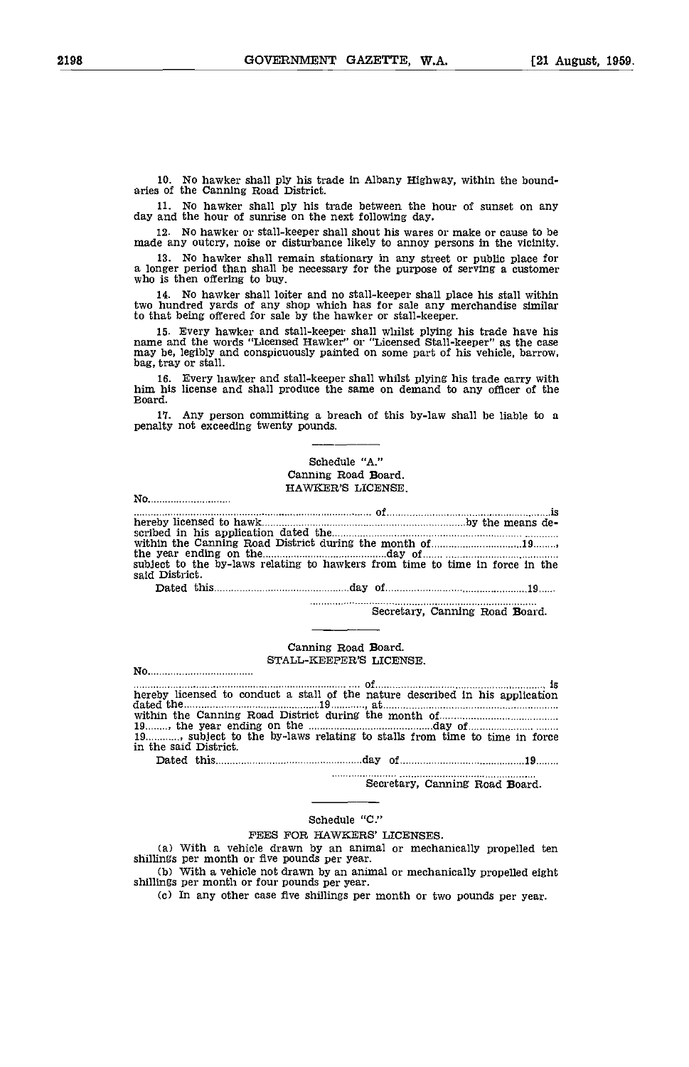10. No hawker shall ply his trade in Albany Highway, within the boundaries of the Canning Road District.

11. No hawker shall ply his trade between the hour of sunset on any day and the hour of sunrise on the next following day.

12. No hawker or stall-keeper shall shout his wares or make or cause to be made any outcry, noise or disturbance likely to annoy persons in the vicinity.

13. No hawker shall remain stationary in any street or public place for a longer period than shall be necessary for the purpose of serving a customer who is then offering to buy.

14. No hawker shall loiter and no stall-keeper shall place his stall within two hundred yards of any shop which has for sale any merchandise similar to that being offered for sale by the hawker or stall-keeper.

15. Every hawker and stall-keeper shall whilst plying his trade have his name and the words "Licensed Hawker" or "Licensed Stall-keeper" as the case may be, legibly and conspicuously painted on some part of his vehicle, barrow, bag, tray or stall.

16. Every hawker and stall-keeper shall whilst plying his trade carry with him his license and shall produce the same on demand to any officer of the Board.

17. Any person committing a breach of this by-law shall be liable to a penalty not exceeding twenty pounds.

---

Schedule "A."

Canning Road Board.

HAWKER'S LICENSE.

No.............................

.................................................................................. of........................................................is hereby licensed to hawk......................................................................by the means described in his application dated the.................................................................................... within the Canning Road District during the month of..................................19........, the year ending on the...........................................day of...................................................... subject to the by-laws relating to hawkers from time to time in force in the said District.

Dated this...............................................day of.................................................19......

..................................................................................

Secretary, Canning Road Board.

---

Canning Road Board.

STALL-KEEPER'S LICENSE.

No.....................................

.................................................................................. of.......................................................... is hereby licensed to conduct a stall of the nature described in his application dated the...............................................19............, at............................................................ within the Canning Road District during the month of.......................................... 19........, the year ending on the ..........................................day of........................................ 19............, subject to the by-laws relating to stalls from time to time in force in the said District.

Dated this..................................................day of..........................................19........

..................................................................................

Secretary, Canning Road Board.

---

Schedule "C."

FEES FOR HAWKERS' LICENSES.

(a) With a vehicle drawn by an animal or mechanically propelled ten shillings per month or five pounds per year.

(b) With a vehicle not drawn by an animal or mechanically propelled eight shillings per month or four pounds per year.

(c) In any other case five shillings per month or two pounds per year.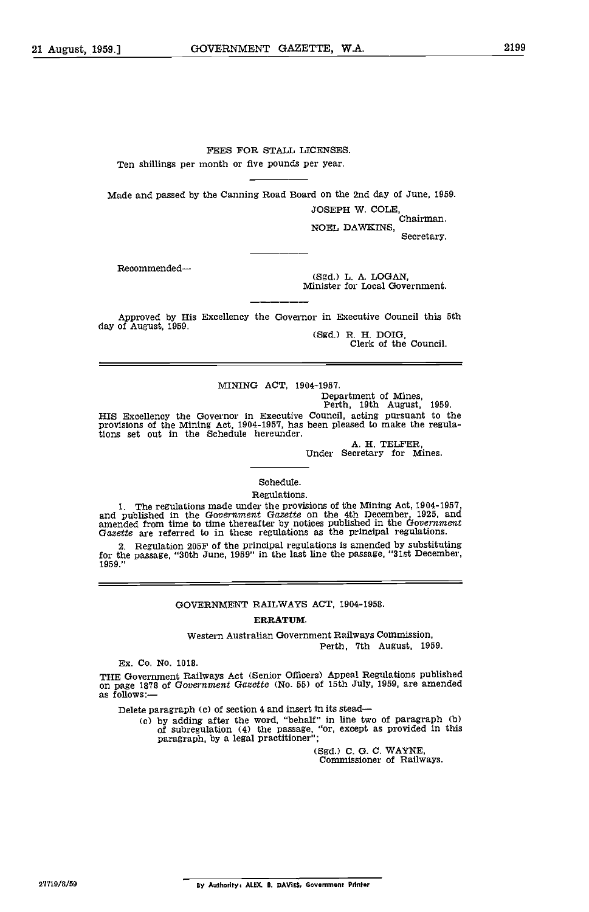FEES FOR STALL LICENSES.

Ten shillings per month or five pounds per year.

---

Made and passed by the Canning Road Board on the 2nd day of June, 1959.

JOSEPH W. COLE,
Chairman.

NOEL DAWKINS,
Secretary.

---

Recommended—

(Sgd.) L. A. LOGAN,
Minister for Local Government.

---

Approved by His Excellency the Governor in Executive Council this 5th day of August, 1959.

(Sgd.) R. H. DOIG,
Clerk of the Council.

---

## MINING ACT, 1904-1957.

Department of Mines,
Perth, 19th August, 1959.

HIS Excellency the Governor in Executive Council, acting pursuant to the provisions of the Mining Act, 1904-1957, has been pleased to make the regulations set out in the Schedule hereunder.

A. H. TELFER,
Under Secretary for Mines.

---

Schedule.

Regulations.

1. The regulations made under the provisions of the Mining Act, 1904-1957, and published in the *Government Gazette* on the 4th December, 1925, and amended from time to time thereafter by notices published in the *Government Gazette* are referred to in these regulations as the principal regulations.

2. Regulation 205F of the principal regulations is amended by substituting for the passage, "30th June, 1959" in the last line the passage, "31st December, 1959."

---

## GOVERNMENT RAILWAYS ACT, 1904-1958.

**ERRATUM.**

Western Australian Government Railways Commission,
Perth, 7th August, 1959.

Ex. Co. No. 1018.

THE Government Railways Act (Senior Officers) Appeal Regulations published on page 1878 of *Government Gazette* (No. 55) of 15th July, 1959, are amended as follows:—

Delete paragraph (c) of section 4 and insert in its stead—

(c) by adding after the word, "behalf" in line two of paragraph (b) of subregulation (4) the passage, "or, except as provided in this paragraph, by a legal practitioner";

(Sgd.) C. G. C. WAYNE,
Commissioner of Railways.

27719/8/59

By Authority: ALEX. B. DAVIES, Government Printer